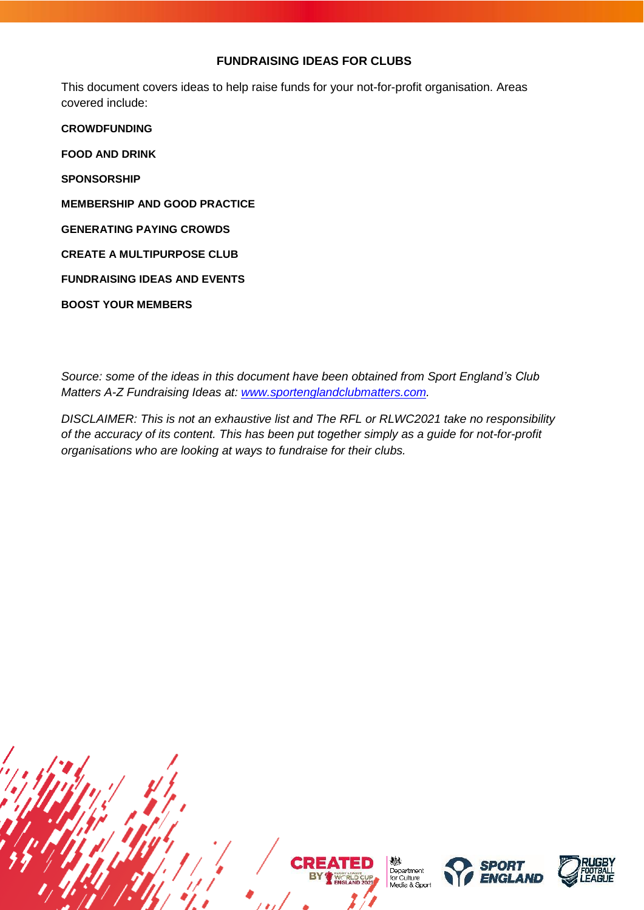# FUNDRAISING IDEAS FOR CLUBS

This document covers ideas to help raise funds for your not-for-profit organisation. Areas covered include:

**CROWDFUNDING**

**FOOD AND DRINK**

**SPONSORSHIP**

**MEMBERSHIP AND GOOD PRACTICE**

**GENERATING PAYING CROWDS**

**CREATE A MULTIPURPOSE CLUB**

**FUNDRAISING IDEAS AND EVENTS**

**BOOST YOUR MEMBERS**

*Source: some of the ideas in this document have been obtained from Sport England's Club Matters A-Z Fundraising Ideas at: [www.sportenglandclubmatters.com](http://www.sportenglandclubmatters.com).*

*DISCLAIMER: This is not an exhaustive list and The RFL or RLWC2021 take no responsibility of the accuracy of its content. This has been put together simply as a guide for not-for-profit organisations who are looking at ways to fundraise for their clubs.*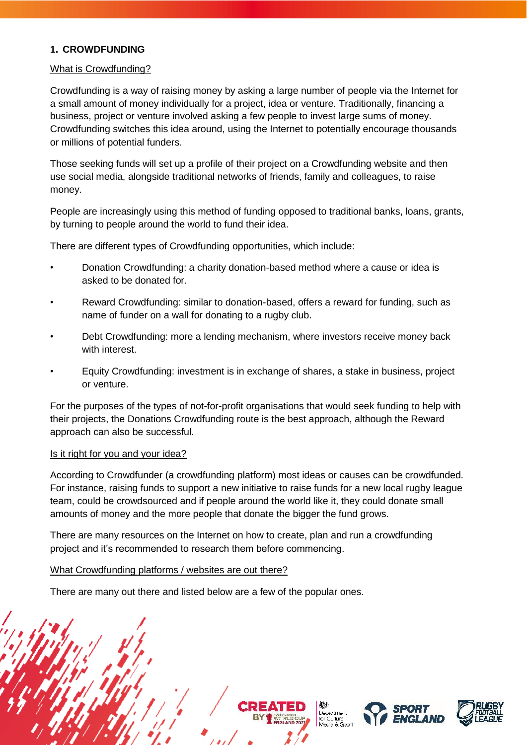## 1. CROWDFUNDING

What is Crowdfunding?

Crowdfunding is a way of raising money by asking a large number of people via the Internet for a small amount of money individually for a project, idea or venture. Traditionally, financing a business, project or venture involved asking a few people to invest large sums of money. Crowdfunding switches this idea around, using the Internet to potentially encourage thousands or millions of potential funders.

Those seeking funds will set up a profile of their project on a Crowdfunding website and then use social media, alongside traditional networks of friends, family and colleagues, to raise money.

People are increasingly using this method of funding opposed to traditional banks, loans, grants, by turning to people around the world to fund their idea.

There are different types of Crowdfunding opportunities, which include:

- Donation Crowdfunding: a charity donation-based method where a cause or idea is asked to be donated for.
- Reward Crowdfunding: similar to donation-based, offers a reward for funding, such as name of funder on a wall for donating to a rugby club.
- Debt Crowdfunding: more a lending mechanism, where investors receive money back with interest.
- Equity Crowdfunding: investment is in exchange of shares, a stake in business, project or venture.

For the purposes of the types of not-for-profit organisations that would seek funding to help with their projects, the Donations Crowdfunding route is the best approach, although the Reward approach can also be successful.

Is it right for you and your idea?

According to Crowdfunder (a crowdfunding platform) most ideas or causes can be crowdfunded. For instance, raising funds to support a new initiative to raise funds for a new local rugby league team, could be crowdsourced and if people around the world like it, they could donate small amounts of money and the more people that donate the bigger the fund grows.

There are many resources on the Internet on how to create, plan and run a crowdfunding project and it's recommended to research them before commencing.

What Crowdfunding platforms / websites are out there?

There are many out there and listed below are a few of the popular ones.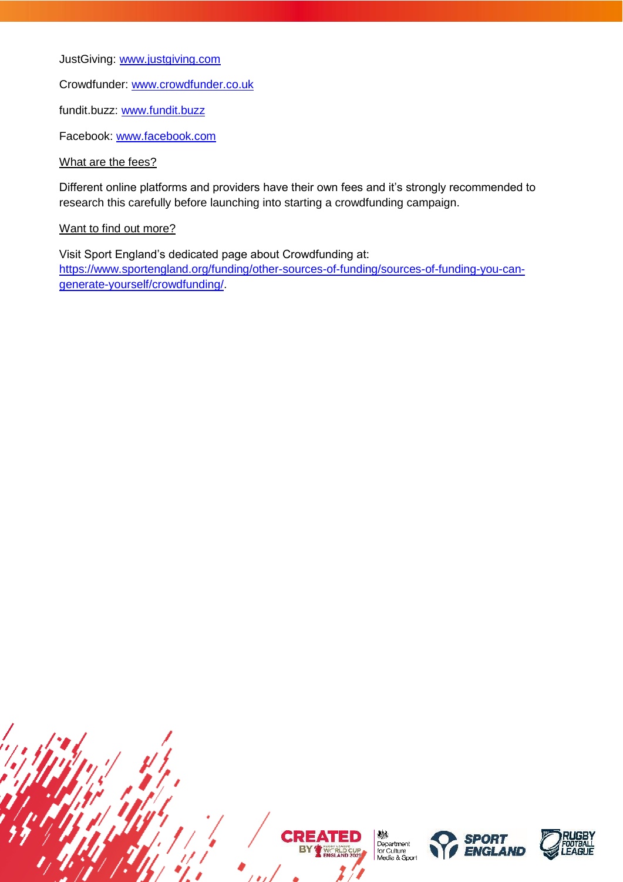JustGiving: www.justgiving.com

Crowdfunder: www.crowdfunder.co.uk

fundit.buzz: www.fundit.buzz

Facebook: www.facebook.com

What are the fees?

Different online platforms and providers have their own fees and it's strongly recommended to research this carefully before launching into starting a crowdfunding campaign.

Want to find out more?

Visit Sport England's dedicated page about Crowdfunding at: https://www.sportengland.org/funding/other-sources-of-funding/sources-of-funding-you-can-generate-yourself/crowdfunding/.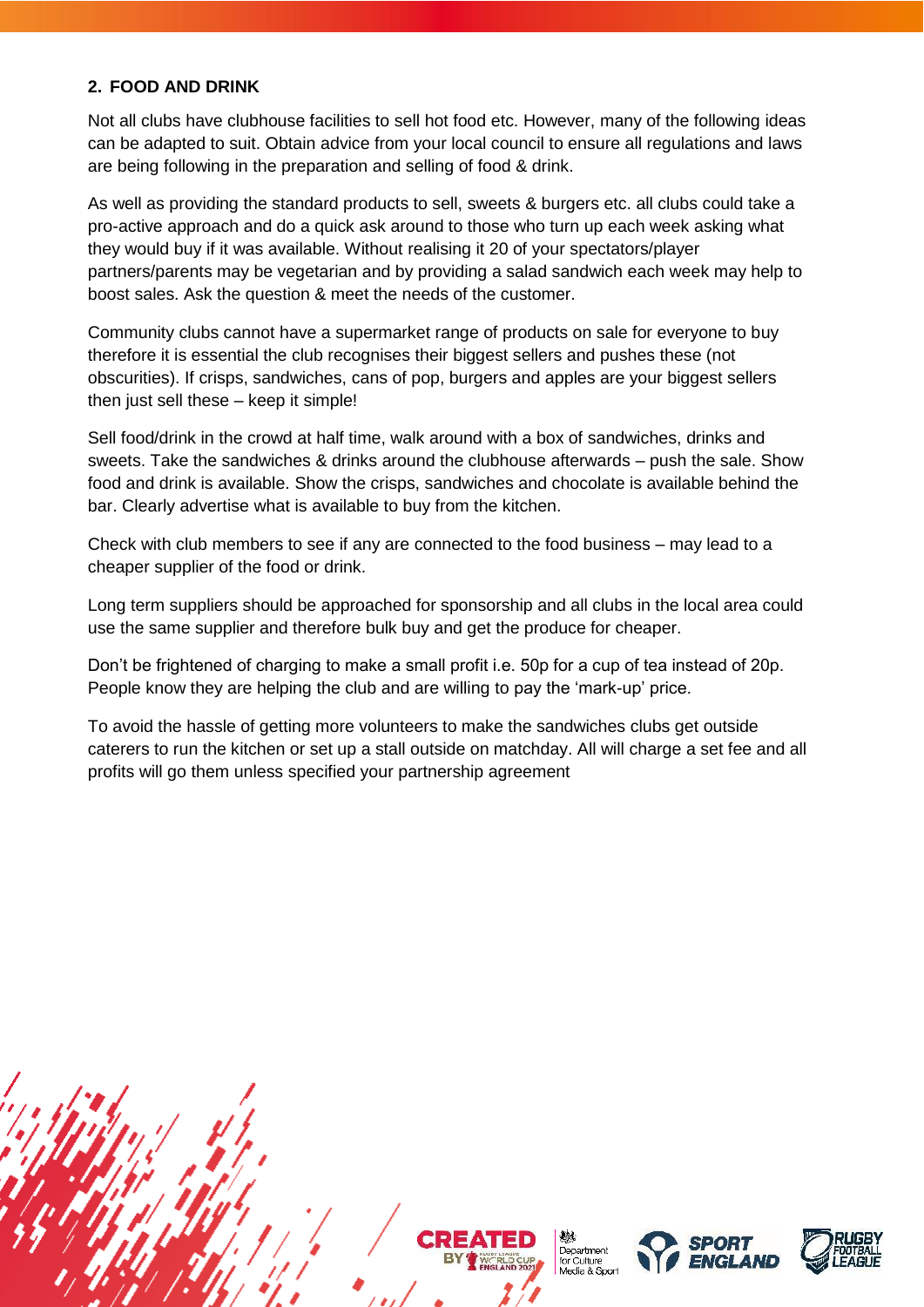## 2. FOOD AND DRINK

Not all clubs have clubhouse facilities to sell hot food etc. However, many of the following ideas can be adapted to suit. Obtain advice from your local council to ensure all regulations and laws are being following in the preparation and selling of food & drink.

As well as providing the standard products to sell, sweets & burgers etc. all clubs could take a pro-active approach and do a quick ask around to those who turn up each week asking what they would buy if it was available. Without realising it 20 of your spectators/player partners/parents may be vegetarian and by providing a salad sandwich each week may help to boost sales. Ask the question & meet the needs of the customer.

Community clubs cannot have a supermarket range of products on sale for everyone to buy therefore it is essential the club recognises their biggest sellers and pushes these (not obscurities). If crisps, sandwiches, cans of pop, burgers and apples are your biggest sellers then just sell these – keep it simple!

Sell food/drink in the crowd at half time, walk around with a box of sandwiches, drinks and sweets. Take the sandwiches & drinks around the clubhouse afterwards – push the sale. Show food and drink is available. Show the crisps, sandwiches and chocolate is available behind the bar. Clearly advertise what is available to buy from the kitchen.

Check with club members to see if any are connected to the food business – may lead to a cheaper supplier of the food or drink.

Long term suppliers should be approached for sponsorship and all clubs in the local area could use the same supplier and therefore bulk buy and get the produce for cheaper.

Don't be frightened of charging to make a small profit i.e. 50p for a cup of tea instead of 20p. People know they are helping the club and are willing to pay the 'mark-up' price.

To avoid the hassle of getting more volunteers to make the sandwiches clubs get outside caterers to run the kitchen or set up a stall outside on matchday. All will charge a set fee and all profits will go them unless specified your partnership agreement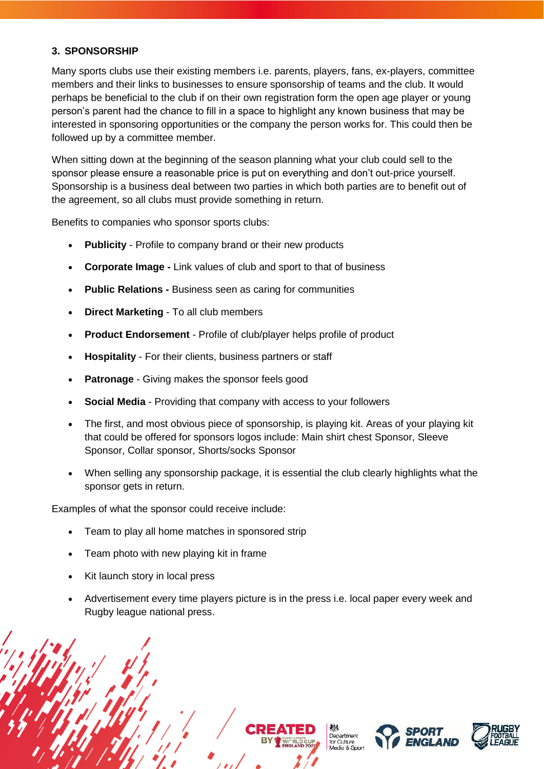## 3. SPONSORSHIP

Many sports clubs use their existing members i.e. parents, players, fans, ex-players, committee members and their links to businesses to ensure sponsorship of teams and the club. It would perhaps be beneficial to the club if on their own registration form the open age player or young person's parent had the chance to fill in a space to highlight any known business that may be interested in sponsoring opportunities or the company the person works for. This could then be followed up by a committee member.

When sitting down at the beginning of the season planning what your club could sell to the sponsor please ensure a reasonable price is put on everything and don't out-price yourself. Sponsorship is a business deal between two parties in which both parties are to benefit out of the agreement, so all clubs must provide something in return.

Benefits to companies who sponsor sports clubs:

- **Publicity** - Profile to company brand or their new products
- **Corporate Image -** Link values of club and sport to that of business
- **Public Relations -** Business seen as caring for communities
- **Direct Marketing** - To all club members
- **Product Endorsement** - Profile of club/player helps profile of product
- **Hospitality** - For their clients, business partners or staff
- **Patronage** - Giving makes the sponsor feels good
- **Social Media** - Providing that company with access to your followers
- The first, and most obvious piece of sponsorship, is playing kit. Areas of your playing kit that could be offered for sponsors logos include: Main shirt chest Sponsor, Sleeve Sponsor, Collar sponsor, Shorts/socks Sponsor
- When selling any sponsorship package, it is essential the club clearly highlights what the sponsor gets in return.

Examples of what the sponsor could receive include:

- Team to play all home matches in sponsored strip
- Team photo with new playing kit in frame
- Kit launch story in local press
- Advertisement every time players picture is in the press i.e. local paper every week and Rugby league national press.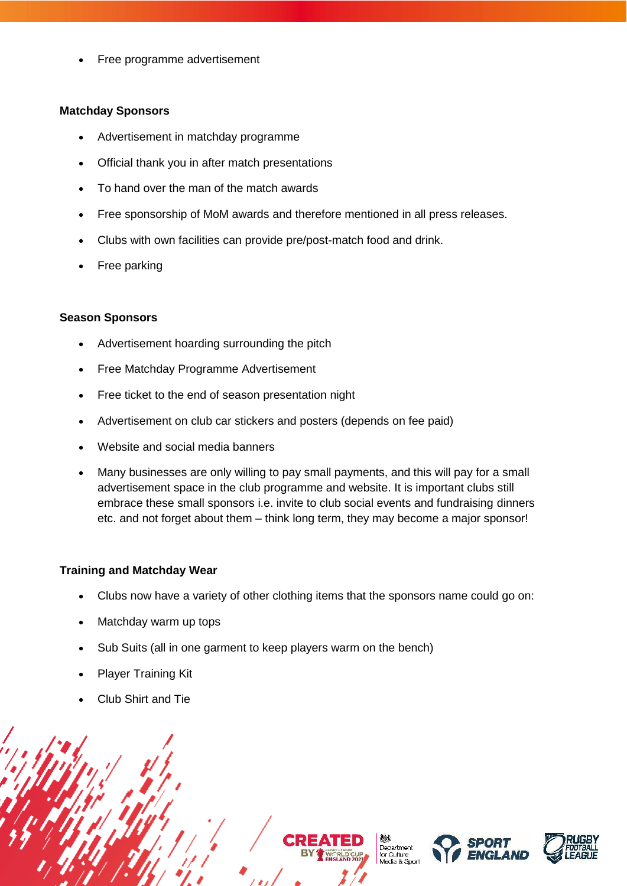- Free programme advertisement

**Matchday Sponsors**

- Advertisement in matchday programme
- Official thank you in after match presentations
- To hand over the man of the match awards
- Free sponsorship of MoM awards and therefore mentioned in all press releases.
- Clubs with own facilities can provide pre/post-match food and drink.
- Free parking

**Season Sponsors**

- Advertisement hoarding surrounding the pitch
- Free Matchday Programme Advertisement
- Free ticket to the end of season presentation night
- Advertisement on club car stickers and posters (depends on fee paid)
- Website and social media banners
- Many businesses are only willing to pay small payments, and this will pay for a small advertisement space in the club programme and website. It is important clubs still embrace these small sponsors i.e. invite to club social events and fundraising dinners etc. and not forget about them – think long term, they may become a major sponsor!

**Training and Matchday Wear**

- Clubs now have a variety of other clothing items that the sponsors name could go on:
- Matchday warm up tops
- Sub Suits (all in one garment to keep players warm on the bench)
- Player Training Kit
- Club Shirt and Tie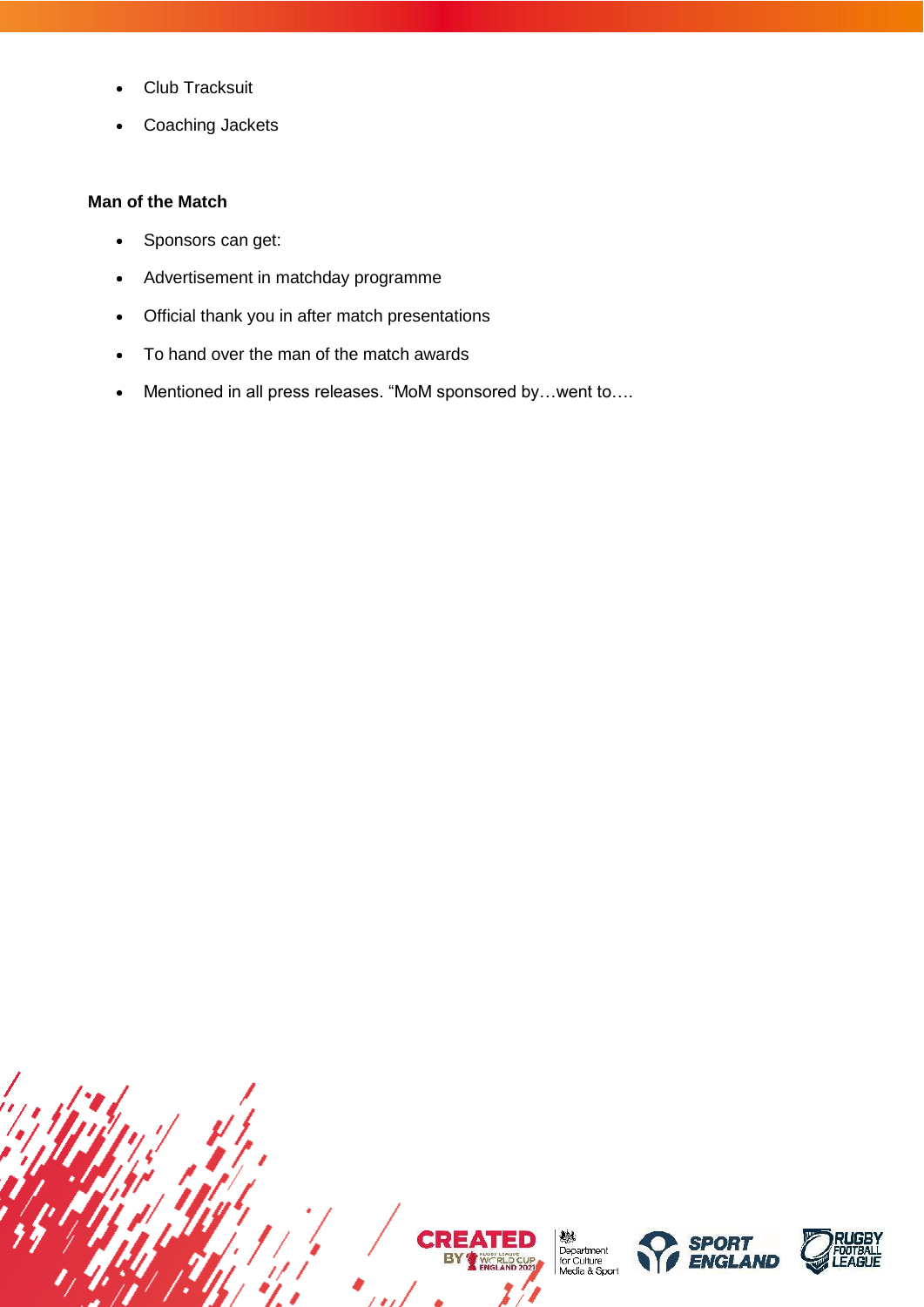- Club Tracksuit
- Coaching Jackets

**Man of the Match**

- Sponsors can get:
- Advertisement in matchday programme
- Official thank you in after match presentations
- To hand over the man of the match awards
- Mentioned in all press releases. "MoM sponsored by…went to….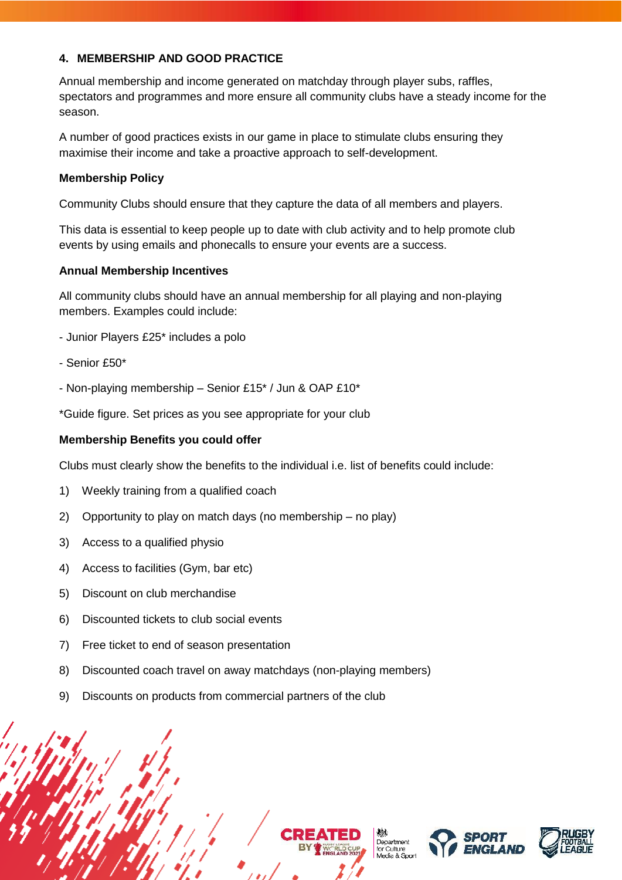## 4. MEMBERSHIP AND GOOD PRACTICE

Annual membership and income generated on matchday through player subs, raffles, spectators and programmes and more ensure all community clubs have a steady income for the season.

A number of good practices exists in our game in place to stimulate clubs ensuring they maximise their income and take a proactive approach to self-development.

**Membership Policy**

Community Clubs should ensure that they capture the data of all members and players.

This data is essential to keep people up to date with club activity and to help promote club events by using emails and phonecalls to ensure your events are a success.

**Annual Membership Incentives**

All community clubs should have an annual membership for all playing and non-playing members. Examples could include:

- Junior Players £25* includes a polo
- Senior £50*
- Non-playing membership – Senior £15* / Jun & OAP £10*

*Guide figure. Set prices as you see appropriate for your club

**Membership Benefits you could offer**

Clubs must clearly show the benefits to the individual i.e. list of benefits could include:

1) Weekly training from a qualified coach
2) Opportunity to play on match days (no membership – no play)
3) Access to a qualified physio
4) Access to facilities (Gym, bar etc)
5) Discount on club merchandise
6) Discounted tickets to club social events
7) Free ticket to end of season presentation
8) Discounted coach travel on away matchdays (non-playing members)
9) Discounts on products from commercial partners of the club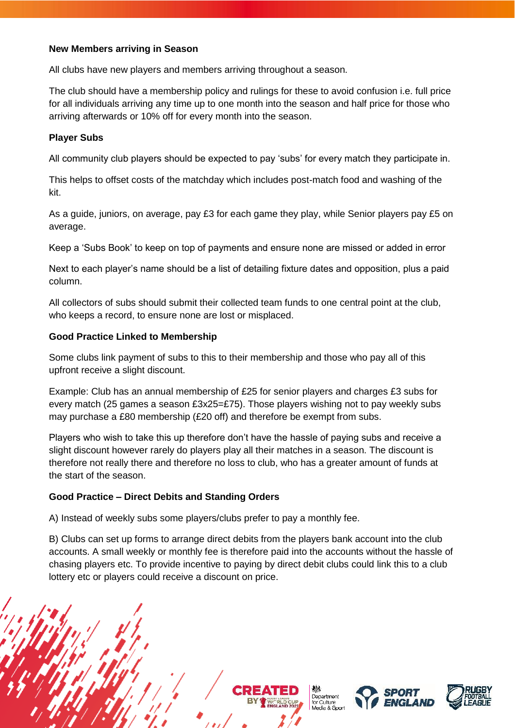**New Members arriving in Season**

All clubs have new players and members arriving throughout a season.

The club should have a membership policy and rulings for these to avoid confusion i.e. full price for all individuals arriving any time up to one month into the season and half price for those who arriving afterwards or 10% off for every month into the season.

**Player Subs**

All community club players should be expected to pay 'subs' for every match they participate in.

This helps to offset costs of the matchday which includes post-match food and washing of the kit.

As a guide, juniors, on average, pay £3 for each game they play, while Senior players pay £5 on average.

Keep a 'Subs Book' to keep on top of payments and ensure none are missed or added in error

Next to each player's name should be a list of detailing fixture dates and opposition, plus a paid column.

All collectors of subs should submit their collected team funds to one central point at the club, who keeps a record, to ensure none are lost or misplaced.

**Good Practice Linked to Membership**

Some clubs link payment of subs to this to their membership and those who pay all of this upfront receive a slight discount.

Example: Club has an annual membership of £25 for senior players and charges £3 subs for every match (25 games a season £3x25=£75). Those players wishing not to pay weekly subs may purchase a £80 membership (£20 off) and therefore be exempt from subs.

Players who wish to take this up therefore don't have the hassle of paying subs and receive a slight discount however rarely do players play all their matches in a season. The discount is therefore not really there and therefore no loss to club, who has a greater amount of funds at the start of the season.

**Good Practice – Direct Debits and Standing Orders**

A) Instead of weekly subs some players/clubs prefer to pay a monthly fee.

B) Clubs can set up forms to arrange direct debits from the players bank account into the club accounts. A small weekly or monthly fee is therefore paid into the accounts without the hassle of chasing players etc. To provide incentive to paying by direct debit clubs could link this to a club lottery etc or players could receive a discount on price.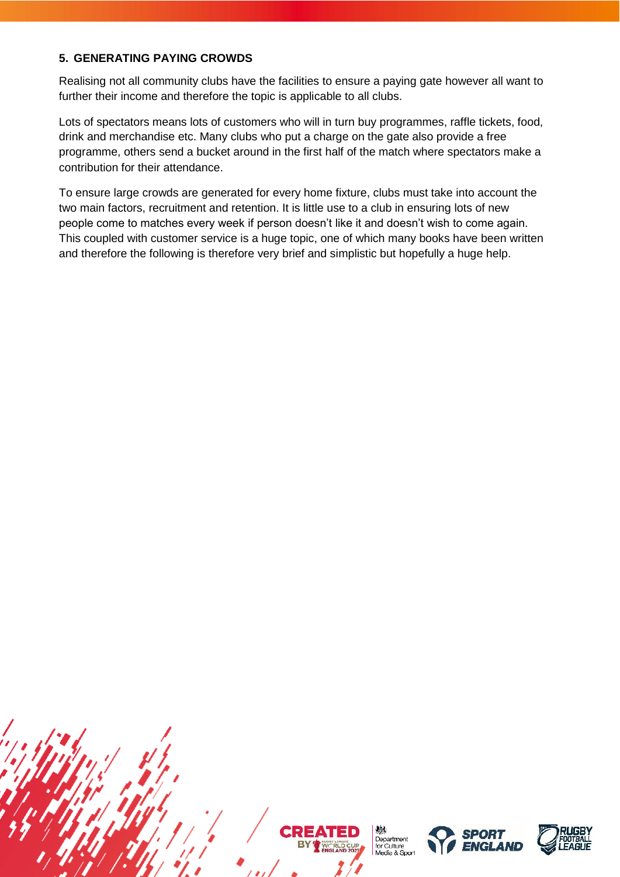## 5. GENERATING PAYING CROWDS

Realising not all community clubs have the facilities to ensure a paying gate however all want to further their income and therefore the topic is applicable to all clubs.

Lots of spectators means lots of customers who will in turn buy programmes, raffle tickets, food, drink and merchandise etc. Many clubs who put a charge on the gate also provide a free programme, others send a bucket around in the first half of the match where spectators make a contribution for their attendance.

To ensure large crowds are generated for every home fixture, clubs must take into account the two main factors, recruitment and retention. It is little use to a club in ensuring lots of new people come to matches every week if person doesn't like it and doesn't wish to come again. This coupled with customer service is a huge topic, one of which many books have been written and therefore the following is therefore very brief and simplistic but hopefully a huge help.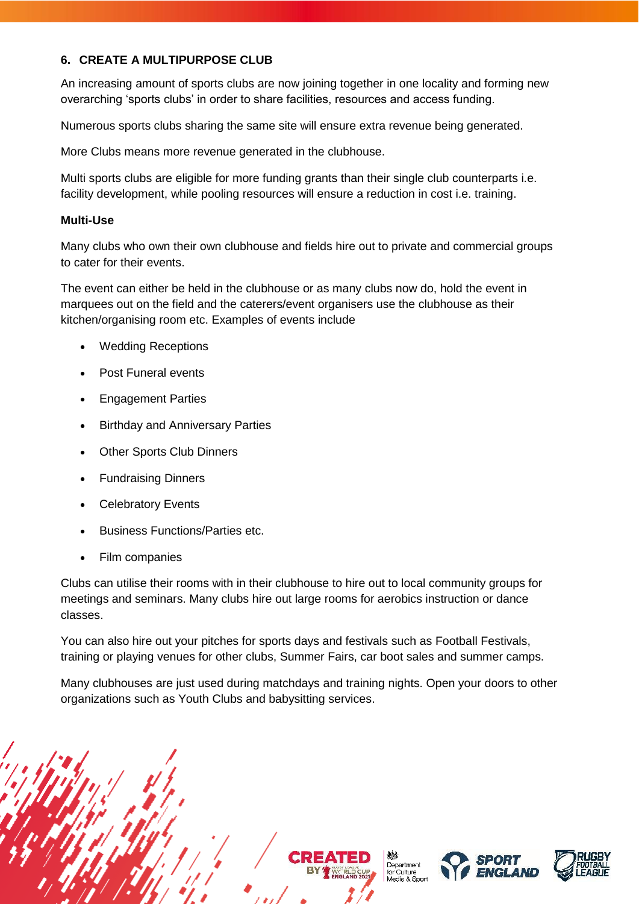### 6. CREATE A MULTIPURPOSE CLUB

An increasing amount of sports clubs are now joining together in one locality and forming new overarching 'sports clubs' in order to share facilities, resources and access funding.

Numerous sports clubs sharing the same site will ensure extra revenue being generated.

More Clubs means more revenue generated in the clubhouse.

Multi sports clubs are eligible for more funding grants than their single club counterparts i.e. facility development, while pooling resources will ensure a reduction in cost i.e. training.

**Multi-Use**

Many clubs who own their own clubhouse and fields hire out to private and commercial groups to cater for their events.

The event can either be held in the clubhouse or as many clubs now do, hold the event in marquees out on the field and the caterers/event organisers use the clubhouse as their kitchen/organising room etc. Examples of events include

- Wedding Receptions
- Post Funeral events
- Engagement Parties
- Birthday and Anniversary Parties
- Other Sports Club Dinners
- Fundraising Dinners
- Celebratory Events
- Business Functions/Parties etc.
- Film companies

Clubs can utilise their rooms with in their clubhouse to hire out to local community groups for meetings and seminars. Many clubs hire out large rooms for aerobics instruction or dance classes.

You can also hire out your pitches for sports days and festivals such as Football Festivals, training or playing venues for other clubs, Summer Fairs, car boot sales and summer camps.

Many clubhouses are just used during matchdays and training nights. Open your doors to other organizations such as Youth Clubs and babysitting services.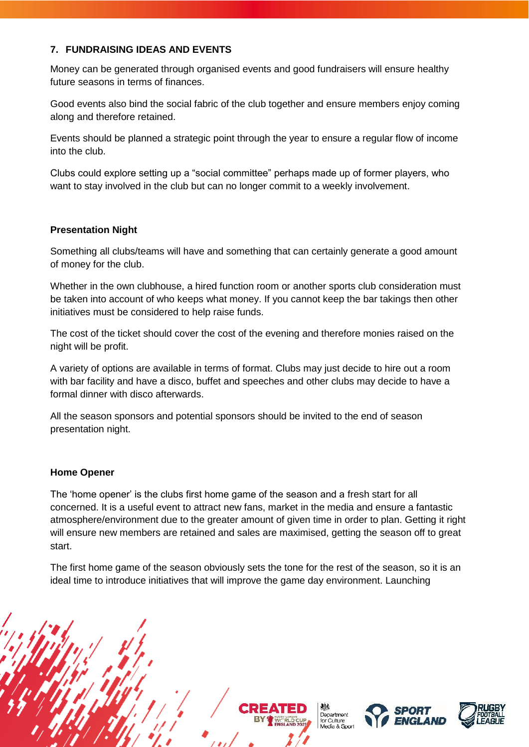## 7. FUNDRAISING IDEAS AND EVENTS

Money can be generated through organised events and good fundraisers will ensure healthy future seasons in terms of finances.

Good events also bind the social fabric of the club together and ensure members enjoy coming along and therefore retained.

Events should be planned a strategic point through the year to ensure a regular flow of income into the club.

Clubs could explore setting up a "social committee" perhaps made up of former players, who want to stay involved in the club but can no longer commit to a weekly involvement.

### Presentation Night

Something all clubs/teams will have and something that can certainly generate a good amount of money for the club.

Whether in the own clubhouse, a hired function room or another sports club consideration must be taken into account of who keeps what money. If you cannot keep the bar takings then other initiatives must be considered to help raise funds.

The cost of the ticket should cover the cost of the evening and therefore monies raised on the night will be profit.

A variety of options are available in terms of format. Clubs may just decide to hire out a room with bar facility and have a disco, buffet and speeches and other clubs may decide to have a formal dinner with disco afterwards.

All the season sponsors and potential sponsors should be invited to the end of season presentation night.

### Home Opener

The 'home opener' is the clubs first home game of the season and a fresh start for all concerned. It is a useful event to attract new fans, market in the media and ensure a fantastic atmosphere/environment due to the greater amount of given time in order to plan. Getting it right will ensure new members are retained and sales are maximised, getting the season off to great start.

The first home game of the season obviously sets the tone for the rest of the season, so it is an ideal time to introduce initiatives that will improve the game day environment. Launching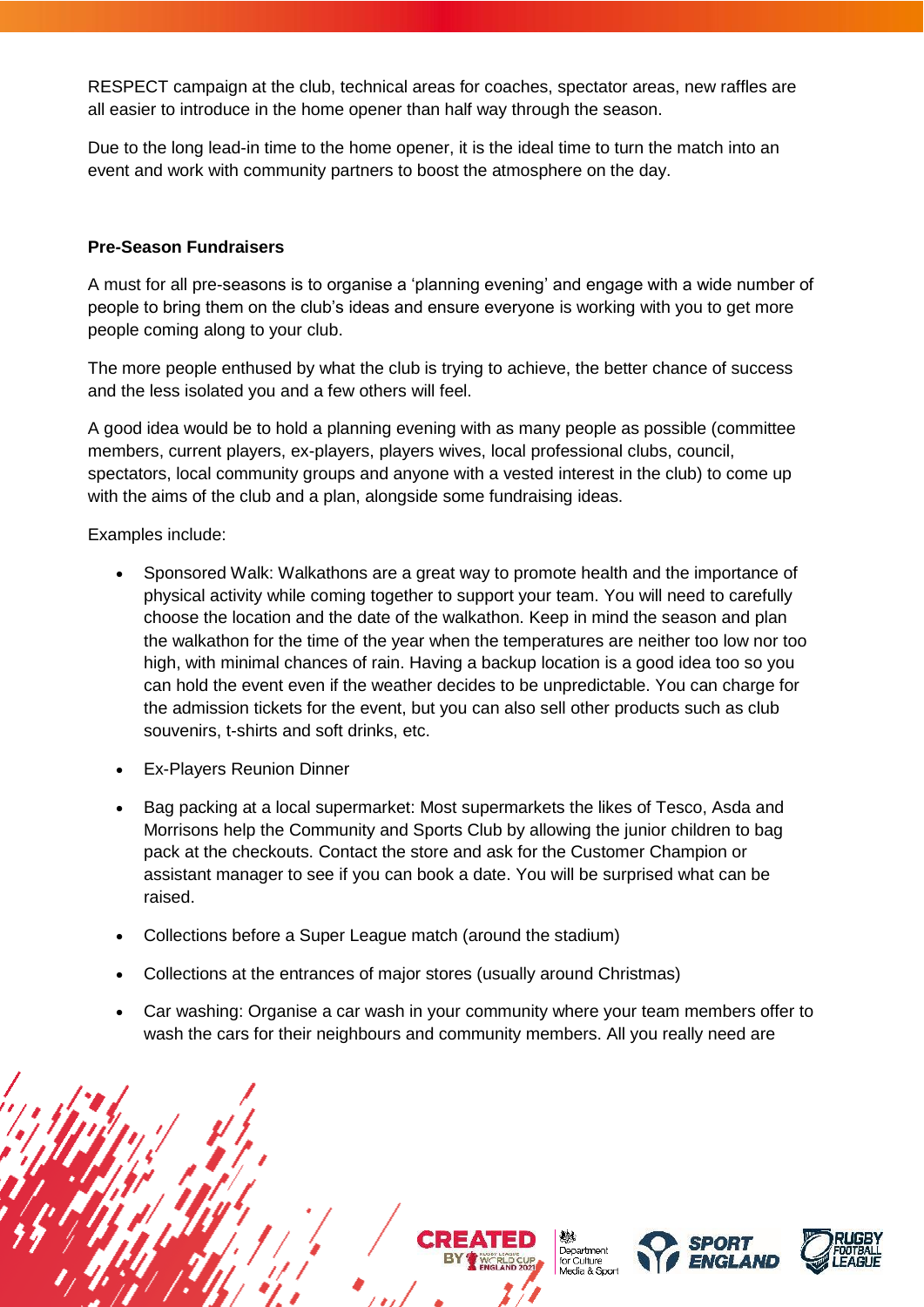RESPECT campaign at the club, technical areas for coaches, spectator areas, new raffles are all easier to introduce in the home opener than half way through the season.

Due to the long lead-in time to the home opener, it is the ideal time to turn the match into an event and work with community partners to boost the atmosphere on the day.

**Pre-Season Fundraisers**

A must for all pre-seasons is to organise a 'planning evening' and engage with a wide number of people to bring them on the club's ideas and ensure everyone is working with you to get more people coming along to your club.

The more people enthused by what the club is trying to achieve, the better chance of success and the less isolated you and a few others will feel.

A good idea would be to hold a planning evening with as many people as possible (committee members, current players, ex-players, players wives, local professional clubs, council, spectators, local community groups and anyone with a vested interest in the club) to come up with the aims of the club and a plan, alongside some fundraising ideas.

Examples include:

- Sponsored Walk: Walkathons are a great way to promote health and the importance of physical activity while coming together to support your team. You will need to carefully choose the location and the date of the walkathon. Keep in mind the season and plan the walkathon for the time of the year when the temperatures are neither too low nor too high, with minimal chances of rain. Having a backup location is a good idea too so you can hold the event even if the weather decides to be unpredictable. You can charge for the admission tickets for the event, but you can also sell other products such as club souvenirs, t-shirts and soft drinks, etc.
- Ex-Players Reunion Dinner
- Bag packing at a local supermarket: Most supermarkets the likes of Tesco, Asda and Morrisons help the Community and Sports Club by allowing the junior children to bag pack at the checkouts. Contact the store and ask for the Customer Champion or assistant manager to see if you can book a date. You will be surprised what can be raised.
- Collections before a Super League match (around the stadium)
- Collections at the entrances of major stores (usually around Christmas)
- Car washing: Organise a car wash in your community where your team members offer to wash the cars for their neighbours and community members. All you really need are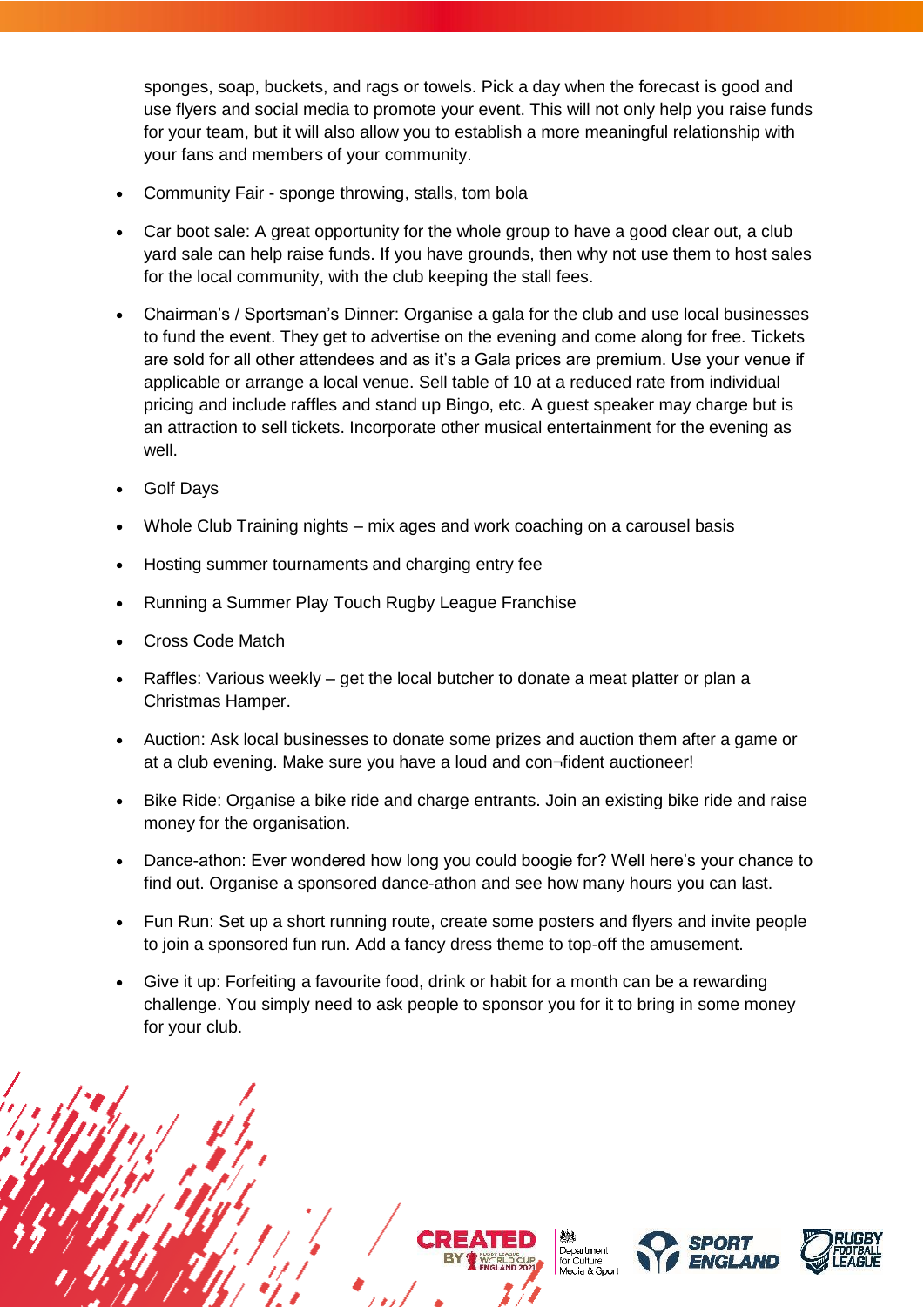sponges, soap, buckets, and rags or towels. Pick a day when the forecast is good and use flyers and social media to promote your event. This will not only help you raise funds for your team, but it will also allow you to establish a more meaningful relationship with your fans and members of your community.

- Community Fair - sponge throwing, stalls, tom bola
- Car boot sale: A great opportunity for the whole group to have a good clear out, a club yard sale can help raise funds. If you have grounds, then why not use them to host sales for the local community, with the club keeping the stall fees.
- Chairman's / Sportsman's Dinner: Organise a gala for the club and use local businesses to fund the event. They get to advertise on the evening and come along for free. Tickets are sold for all other attendees and as it's a Gala prices are premium. Use your venue if applicable or arrange a local venue. Sell table of 10 at a reduced rate from individual pricing and include raffles and stand up Bingo, etc. A guest speaker may charge but is an attraction to sell tickets. Incorporate other musical entertainment for the evening as well.
- Golf Days
- Whole Club Training nights – mix ages and work coaching on a carousel basis
- Hosting summer tournaments and charging entry fee
- Running a Summer Play Touch Rugby League Franchise
- Cross Code Match
- Raffles: Various weekly – get the local butcher to donate a meat platter or plan a Christmas Hamper.
- Auction: Ask local businesses to donate some prizes and auction them after a game or at a club evening. Make sure you have a loud and con¬fident auctioneer!
- Bike Ride: Organise a bike ride and charge entrants. Join an existing bike ride and raise money for the organisation.
- Dance-athon: Ever wondered how long you could boogie for? Well here's your chance to find out. Organise a sponsored dance-athon and see how many hours you can last.
- Fun Run: Set up a short running route, create some posters and flyers and invite people to join a sponsored fun run. Add a fancy dress theme to top-off the amusement.
- Give it up: Forfeiting a favourite food, drink or habit for a month can be a rewarding challenge. You simply need to ask people to sponsor you for it to bring in some money for your club.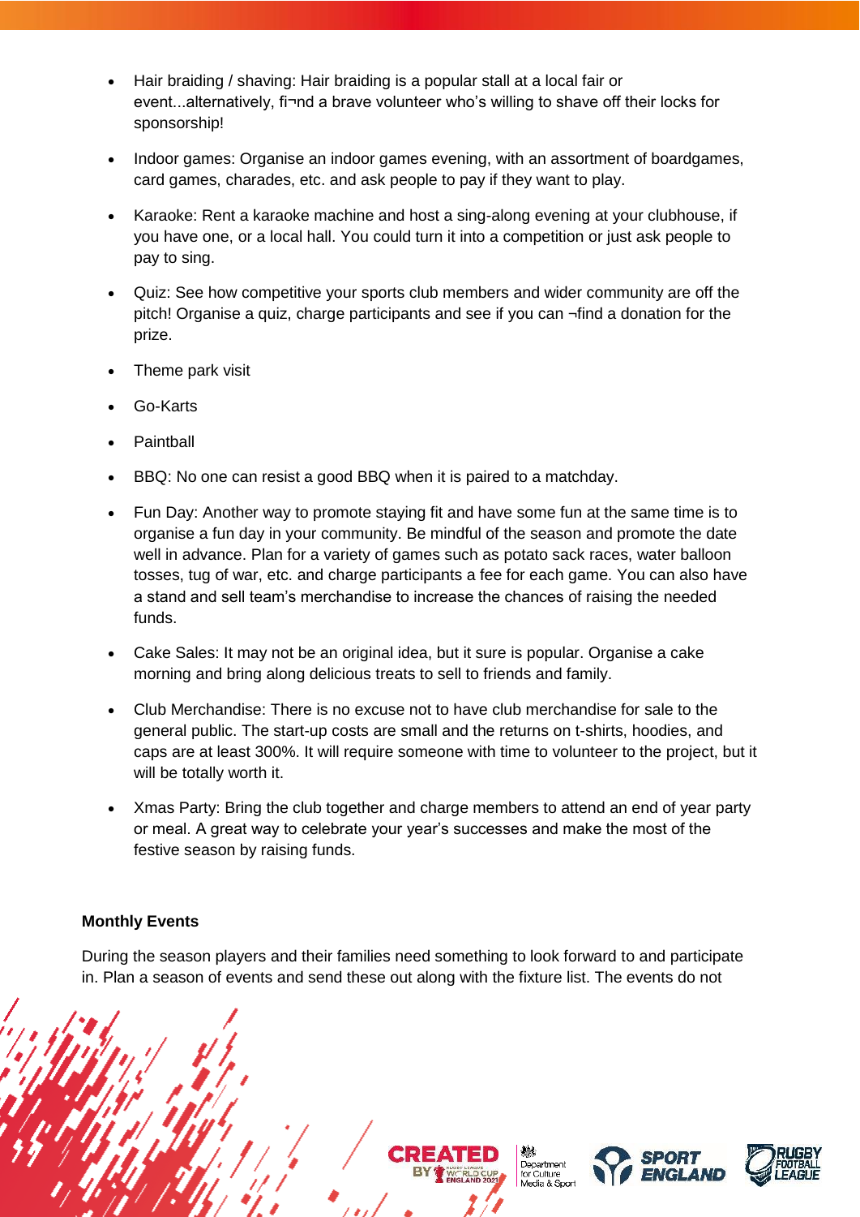- Hair braiding / shaving: Hair braiding is a popular stall at a local fair or event...alternatively, fi¬nd a brave volunteer who's willing to shave off their locks for sponsorship!
- Indoor games: Organise an indoor games evening, with an assortment of boardgames, card games, charades, etc. and ask people to pay if they want to play.
- Karaoke: Rent a karaoke machine and host a sing-along evening at your clubhouse, if you have one, or a local hall. You could turn it into a competition or just ask people to pay to sing.
- Quiz: See how competitive your sports club members and wider community are off the pitch! Organise a quiz, charge participants and see if you can ¬find a donation for the prize.
- Theme park visit
- Go-Karts
- Paintball
- BBQ: No one can resist a good BBQ when it is paired to a matchday.
- Fun Day: Another way to promote staying fit and have some fun at the same time is to organise a fun day in your community. Be mindful of the season and promote the date well in advance. Plan for a variety of games such as potato sack races, water balloon tosses, tug of war, etc. and charge participants a fee for each game. You can also have a stand and sell team's merchandise to increase the chances of raising the needed funds.
- Cake Sales: It may not be an original idea, but it sure is popular. Organise a cake morning and bring along delicious treats to sell to friends and family.
- Club Merchandise: There is no excuse not to have club merchandise for sale to the general public. The start-up costs are small and the returns on t-shirts, hoodies, and caps are at least 300%. It will require someone with time to volunteer to the project, but it will be totally worth it.
- Xmas Party: Bring the club together and charge members to attend an end of year party or meal. A great way to celebrate your year's successes and make the most of the festive season by raising funds.

**Monthly Events**

During the season players and their families need something to look forward to and participate in. Plan a season of events and send these out along with the fixture list. The events do not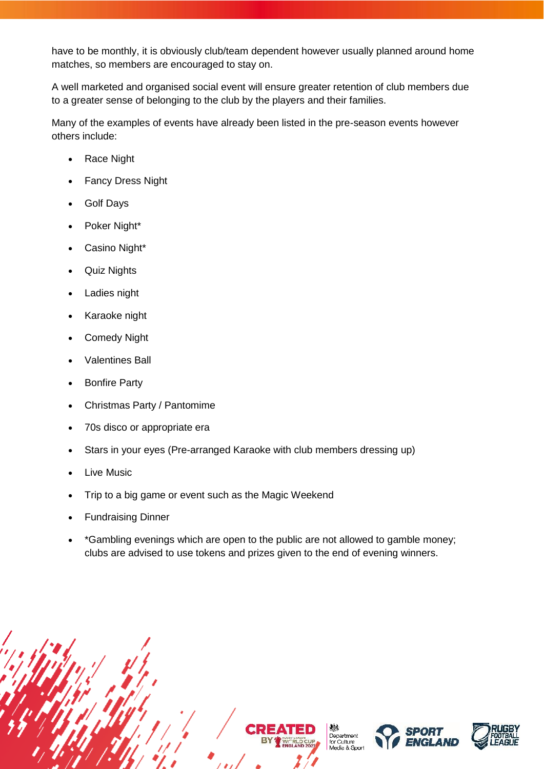have to be monthly, it is obviously club/team dependent however usually planned around home matches, so members are encouraged to stay on.

A well marketed and organised social event will ensure greater retention of club members due to a greater sense of belonging to the club by the players and their families.

Many of the examples of events have already been listed in the pre-season events however others include:

- Race Night
- Fancy Dress Night
- Golf Days
- Poker Night*
- Casino Night*
- Quiz Nights
- Ladies night
- Karaoke night
- Comedy Night
- Valentines Ball
- Bonfire Party
- Christmas Party / Pantomime
- 70s disco or appropriate era
- Stars in your eyes (Pre-arranged Karaoke with club members dressing up)
- Live Music
- Trip to a big game or event such as the Magic Weekend
- Fundraising Dinner
- *Gambling evenings which are open to the public are not allowed to gamble money; clubs are advised to use tokens and prizes given to the end of evening winners.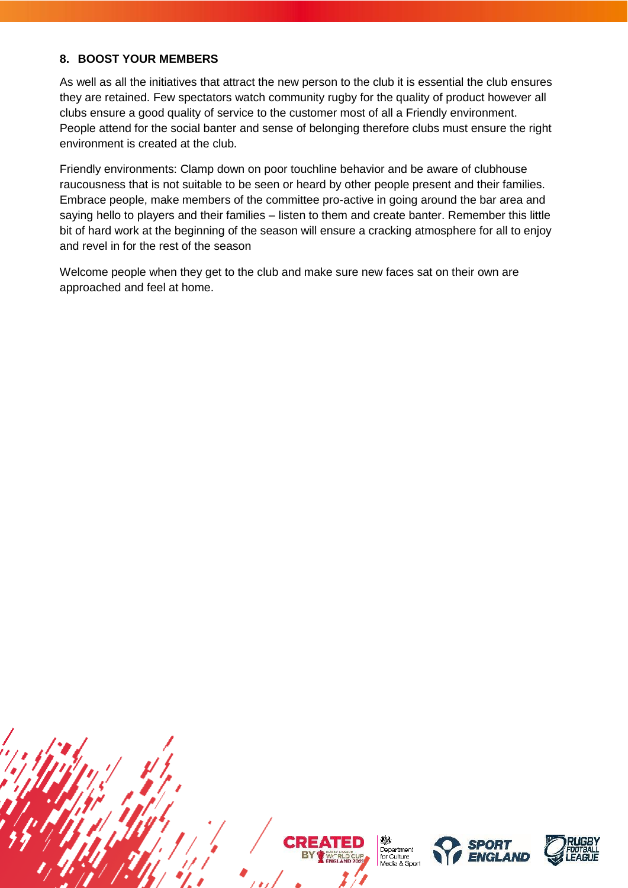### 8. BOOST YOUR MEMBERS

As well as all the initiatives that attract the new person to the club it is essential the club ensures they are retained. Few spectators watch community rugby for the quality of product however all clubs ensure a good quality of service to the customer most of all a Friendly environment. People attend for the social banter and sense of belonging therefore clubs must ensure the right environment is created at the club.

Friendly environments: Clamp down on poor touchline behavior and be aware of clubhouse raucousness that is not suitable to be seen or heard by other people present and their families. Embrace people, make members of the committee pro-active in going around the bar area and saying hello to players and their families – listen to them and create banter. Remember this little bit of hard work at the beginning of the season will ensure a cracking atmosphere for all to enjoy and revel in for the rest of the season

Welcome people when they get to the club and make sure new faces sat on their own are approached and feel at home.